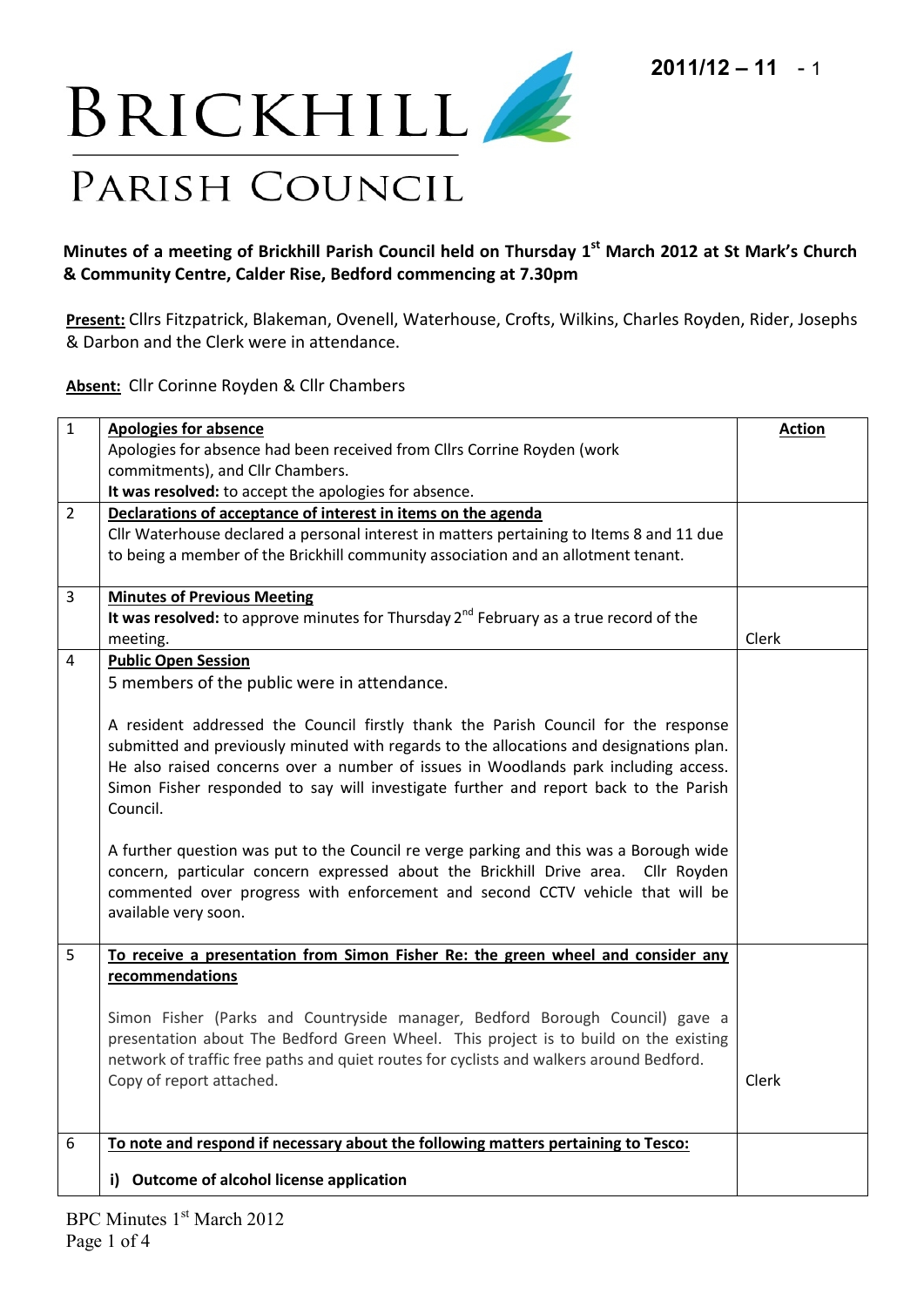# BRICKHILL PARISH COUNCIL

2011/12 – 11 - 1

**Minutes of a meeting of Brickhill Parish Council held on Thursday 1st March 2012 at St Mark's Church & Community Centre, Calder Rise, Bedford commencing at 7.30pm**

**Present:** Cllrs Fitzpatrick, Blakeman, Ovenell, Waterhouse, Crofts, Wilkins, Charles Royden, Rider, Josephs & Darbon and the Clerk were in attendance.

**Absent:** Cllr Corinne Royden & Cllr Chambers

| | | **Action** |
|---|---|---|
| 1 | **Apologies for absence**<br>Apologies for absence had been received from Cllrs Corrine Royden (work commitments), and Cllr Chambers.<br>**It was resolved:** to accept the apologies for absence. | |
| 2 | **Declarations of acceptance of interest in items on the agenda**<br>Cllr Waterhouse declared a personal interest in matters pertaining to Items 8 and 11 due to being a member of the Brickhill community association and an allotment tenant. | |
| 3 | **Minutes of Previous Meeting**<br>**It was resolved:** to approve minutes for Thursday 2nd February as a true record of the meeting. | Clerk |
| 4 | **Public Open Session**<br>5 members of the public were in attendance.<br><br>A resident addressed the Council firstly thank the Parish Council for the response submitted and previously minuted with regards to the allocations and designations plan. He also raised concerns over a number of issues in Woodlands park including access. Simon Fisher responded to say will investigate further and report back to the Parish Council.<br><br>A further question was put to the Council re verge parking and this was a Borough wide concern, particular concern expressed about the Brickhill Drive area. Cllr Royden commented over progress with enforcement and second CCTV vehicle that will be available very soon. | |
| 5 | **To receive a presentation from Simon Fisher Re: the green wheel and consider any recommendations**<br><br>Simon Fisher (Parks and Countryside manager, Bedford Borough Council) gave a presentation about The Bedford Green Wheel. This project is to build on the existing network of traffic free paths and quiet routes for cyclists and walkers around Bedford.<br>Copy of report attached. | Clerk |
| 6 | **To note and respond if necessary about the following matters pertaining to Tesco:**<br><br>**i) Outcome of alcohol license application** | |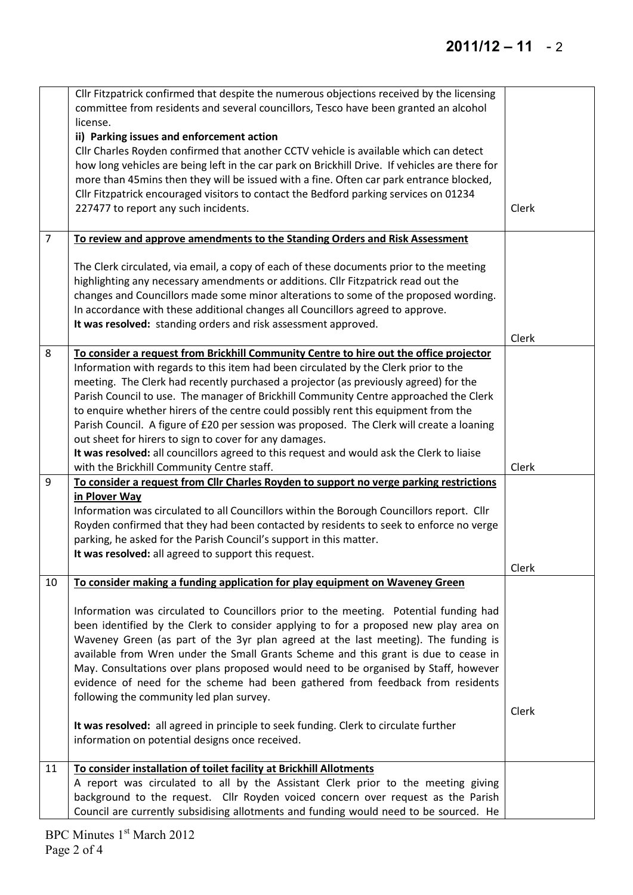| | | |
|---|---|---|
| | Cllr Fitzpatrick confirmed that despite the numerous objections received by the licensing committee from residents and several councillors, Tesco have been granted an alcohol license.<br>**ii) Parking issues and enforcement action**<br>Cllr Charles Royden confirmed that another CCTV vehicle is available which can detect how long vehicles are being left in the car park on Brickhill Drive. If vehicles are there for more than 45mins then they will be issued with a fine. Often car park entrance blocked, Cllr Fitzpatrick encouraged visitors to contact the Bedford parking services on 01234 227477 to report any such incidents. | Clerk |
| 7 | **<u>To review and approve amendments to the Standing Orders and Risk Assessment</u>**<br><br>The Clerk circulated, via email, a copy of each of these documents prior to the meeting highlighting any necessary amendments or additions. Cllr Fitzpatrick read out the changes and Councillors made some minor alterations to some of the proposed wording. In accordance with these additional changes all Councillors agreed to approve.<br>**It was resolved:** standing orders and risk assessment approved. | Clerk |
| 8 | **<u>To consider a request from Brickhill Community Centre to hire out the office projector</u>**<br>Information with regards to this item had been circulated by the Clerk prior to the meeting. The Clerk had recently purchased a projector (as previously agreed) for the Parish Council to use. The manager of Brickhill Community Centre approached the Clerk to enquire whether hirers of the centre could possibly rent this equipment from the Parish Council. A figure of £20 per session was proposed. The Clerk will create a loaning out sheet for hirers to sign to cover for any damages.<br>**It was resolved:** all councillors agreed to this request and would ask the Clerk to liaise with the Brickhill Community Centre staff. | Clerk |
| 9 | **<u>To consider a request from Cllr Charles Royden to support no verge parking restrictions in Plover Way</u>**<br>Information was circulated to all Councillors within the Borough Councillors report. Cllr Royden confirmed that they had been contacted by residents to seek to enforce no verge parking, he asked for the Parish Council's support in this matter.<br>**It was resolved:** all agreed to support this request. | Clerk |
| 10 | **<u>To consider making a funding application for play equipment on Waveney Green</u>**<br><br>Information was circulated to Councillors prior to the meeting. Potential funding had been identified by the Clerk to consider applying to for a proposed new play area on Waveney Green (as part of the 3yr plan agreed at the last meeting). The funding is available from Wren under the Small Grants Scheme and this grant is due to cease in May. Consultations over plans proposed would need to be organised by Staff, however evidence of need for the scheme had been gathered from feedback from residents following the community led plan survey.<br><br>**It was resolved:** all agreed in principle to seek funding. Clerk to circulate further information on potential designs once received. | Clerk |
| 11 | **<u>To consider installation of toilet facility at Brickhill Allotments</u>**<br>A report was circulated to all by the Assistant Clerk prior to the meeting giving background to the request. Cllr Royden voiced concern over request as the Parish Council are currently subsidising allotments and funding would need to be sourced. He | |

BPC Minutes 1st March 2012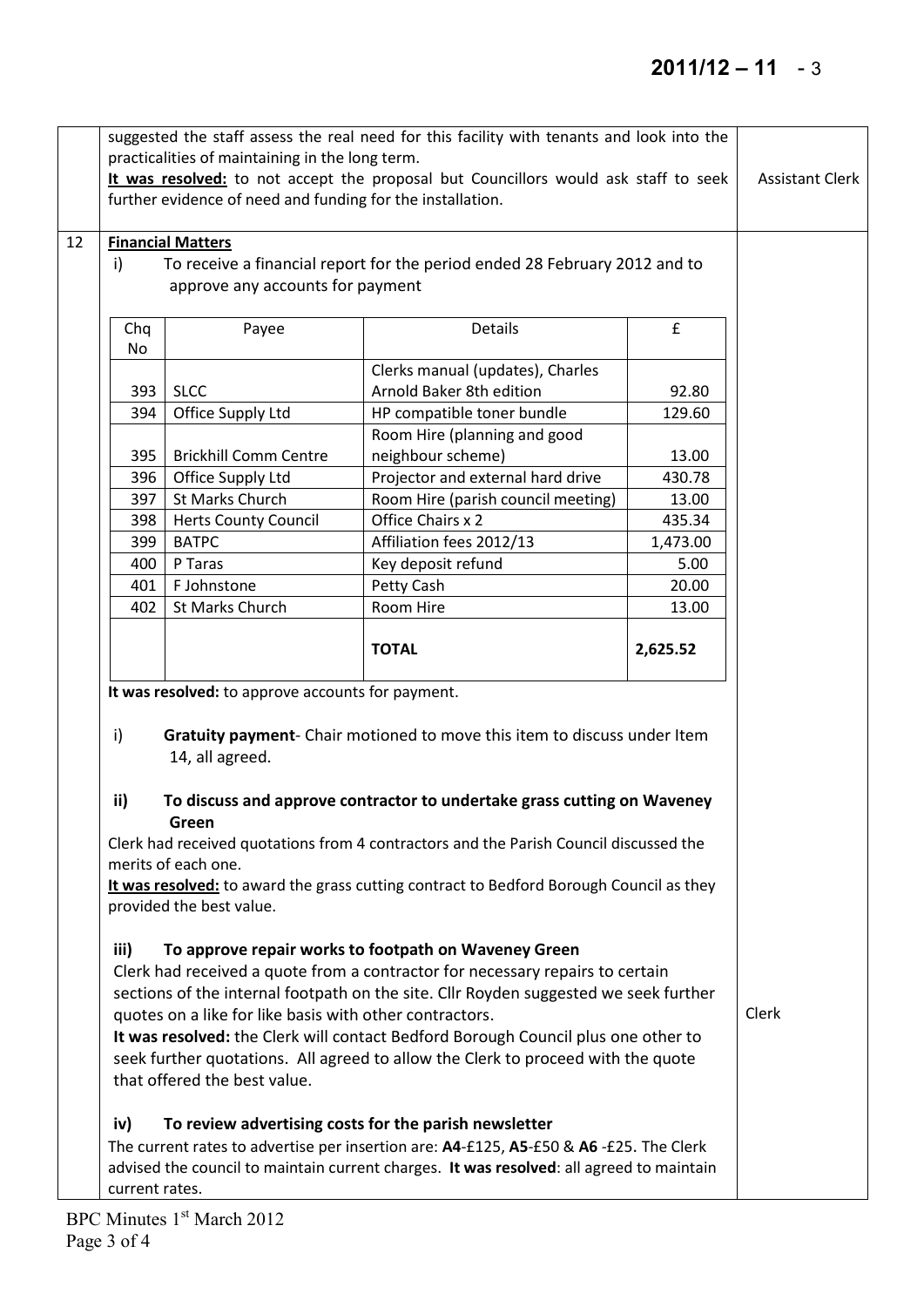suggested the staff assess the real need for this facility with tenants and look into the practicalities of maintaining in the long term.

**It was resolved:** to not accept the proposal but Councillors would ask staff to seek further evidence of need and funding for the installation. — Assistant Clerk

## 12 Financial Matters

i) To receive a financial report for the period ended 28 February 2012 and to approve any accounts for payment

| Chq No | Payee | Details | £ |
|---|---|---|---|
| 393 | SLCC | Clerks manual (updates), Charles Arnold Baker 8th edition | 92.80 |
| 394 | Office Supply Ltd | HP compatible toner bundle | 129.60 |
| 395 | Brickhill Comm Centre | Room Hire (planning and good neighbour scheme) | 13.00 |
| 396 | Office Supply Ltd | Projector and external hard drive | 430.78 |
| 397 | St Marks Church | Room Hire (parish council meeting) | 13.00 |
| 398 | Herts County Council | Office Chairs x 2 | 435.34 |
| 399 | BATPC | Affiliation fees 2012/13 | 1,473.00 |
| 400 | P Taras | Key deposit refund | 5.00 |
| 401 | F Johnstone | Petty Cash | 20.00 |
| 402 | St Marks Church | Room Hire | 13.00 |
| | | **TOTAL** | **2,625.52** |

**It was resolved:** to approve accounts for payment.

i) **Gratuity payment**- Chair motioned to move this item to discuss under Item 14, all agreed.

**ii) To discuss and approve contractor to undertake grass cutting on Waveney Green**

Clerk had received quotations from 4 contractors and the Parish Council discussed the merits of each one.

**It was resolved:** to award the grass cutting contract to Bedford Borough Council as they provided the best value.

**iii) To approve repair works to footpath on Waveney Green**

Clerk had received a quote from a contractor for necessary repairs to certain sections of the internal footpath on the site. Cllr Royden suggested we seek further quotes on a like for like basis with other contractors.

**It was resolved:** the Clerk will contact Bedford Borough Council plus one other to seek further quotations. All agreed to allow the Clerk to proceed with the quote that offered the best value. — Clerk

**iv) To review advertising costs for the parish newsletter**

The current rates to advertise per insertion are: **A4**-£125, **A5**-£50 & **A6** -£25. The Clerk advised the council to maintain current charges. **It was resolved**: all agreed to maintain current rates.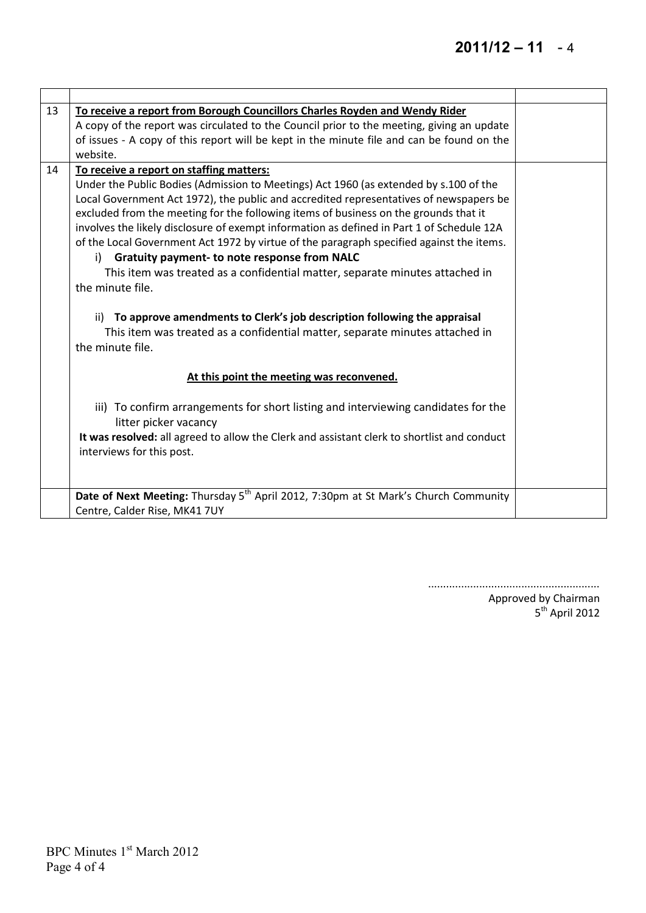| | | |
|---|---|---|
| 13 | **To receive a report from Borough Councillors Charles Royden and Wendy Rider**<br>A copy of the report was circulated to the Council prior to the meeting, giving an update of issues - A copy of this report will be kept in the minute file and can be found on the website. | |
| 14 | **To receive a report on staffing matters:**<br>Under the Public Bodies (Admission to Meetings) Act 1960 (as extended by s.100 of the Local Government Act 1972), the public and accredited representatives of newspapers be excluded from the meeting for the following items of business on the grounds that it involves the likely disclosure of exempt information as defined in Part 1 of Schedule 12A of the Local Government Act 1972 by virtue of the paragraph specified against the items.<br>i) **Gratuity payment- to note response from NALC**<br>This item was treated as a confidential matter, separate minutes attached in the minute file.<br><br>ii) **To approve amendments to Clerk's job description following the appraisal**<br>This item was treated as a confidential matter, separate minutes attached in the minute file.<br><br>**At this point the meeting was reconvened.**<br><br>iii) To confirm arrangements for short listing and interviewing candidates for the litter picker vacancy<br>**It was resolved:** all agreed to allow the Clerk and assistant clerk to shortlist and conduct interviews for this post. | |
| | **Date of Next Meeting:** Thursday 5th April 2012, 7:30pm at St Mark's Church Community Centre, Calder Rise, MK41 7UY | |

........................................................
Approved by Chairman
5th April 2012